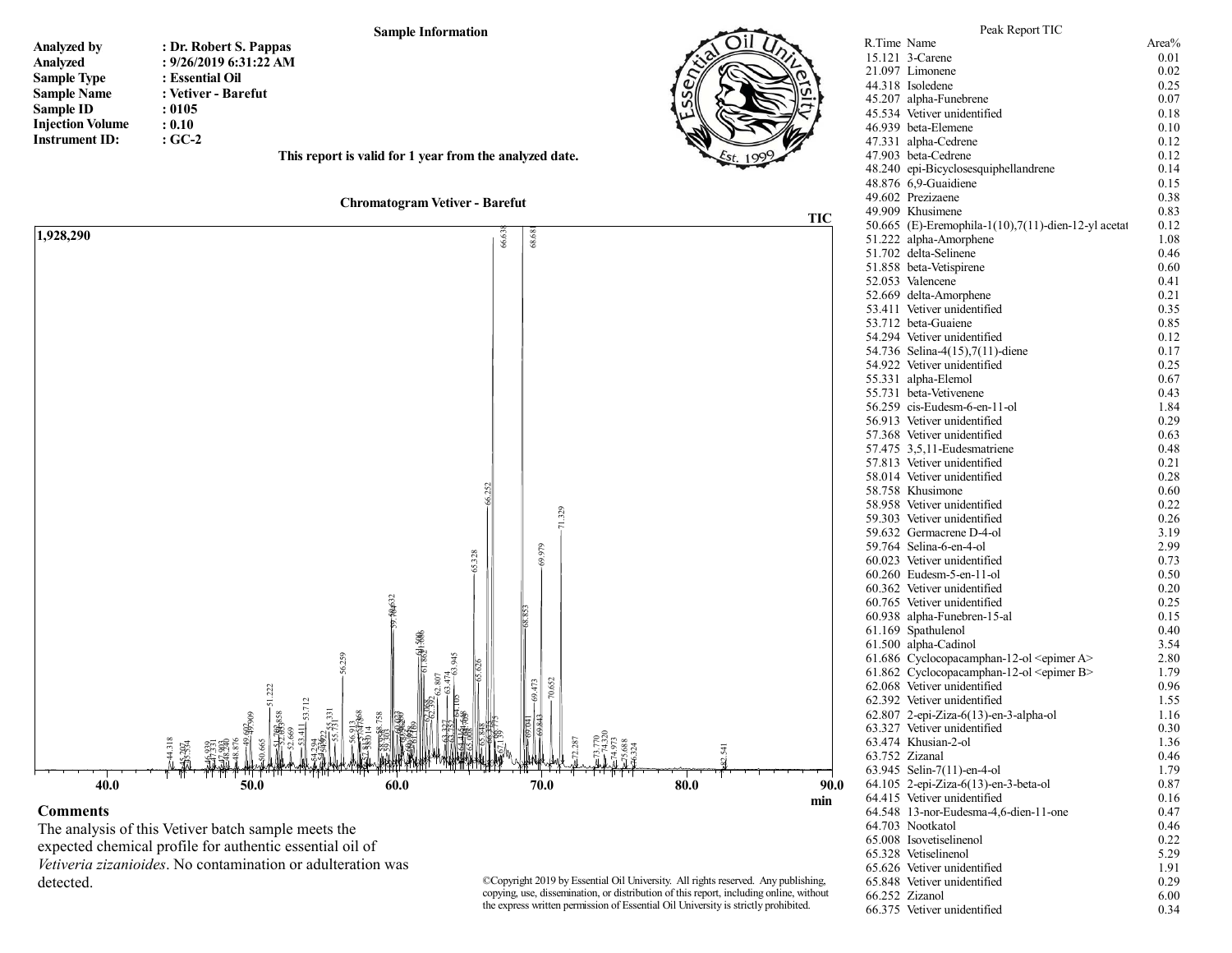## Sample Information

| | |
|---|---|
| **Analyzed by** | **: Dr. Robert S. Pappas** |
| **Analyzed** | **: 9/26/2019 6:31:22 AM** |
| **Sample Type** | **: Essential Oil** |
| **Sample Name** | **: Vetiver - Barefut** |
| **Sample ID** | **: 0105** |
| **Injection Volume** | **: 0.10** |
| **Instrument ID:** | **: GC-2** |

**This report is valid for 1 year from the analyzed date.**

**Chromatogram Vetiver - Barefut**

### Comments

The analysis of this Vetiver batch sample meets the expected chemical profile for authentic essential oil of *Vetiveria zizanioides*. No contamination or adulteration was detected.

©Copyright 2019 by Essential Oil University. All rights reserved. Any publishing, copying, use, dissemination, or distribution of this report, including online, without the express written permission of Essential Oil University is strictly prohibited.

### Peak Report TIC

| R.Time | Name | Area% |
|---|---|---|
| 15.121 | 3-Carene | 0.01 |
| 21.097 | Limonene | 0.02 |
| 44.318 | Isoledene | 0.25 |
| 45.207 | alpha-Funebrene | 0.07 |
| 45.534 | Vetiver unidentified | 0.18 |
| 46.939 | beta-Elemene | 0.10 |
| 47.331 | alpha-Cedrene | 0.12 |
| 47.903 | beta-Cedrene | 0.12 |
| 48.240 | epi-Bicyclosesquiphellandrene | 0.14 |
| 48.876 | 6,9-Guaidiene | 0.15 |
| 49.602 | Prezizaene | 0.38 |
| 49.909 | Khusimene | 0.83 |
| 50.665 | (E)-Eremophila-1(10),7(11)-dien-12-yl acetat | 0.12 |
| 51.222 | alpha-Amorphene | 1.08 |
| 51.702 | delta-Selinene | 0.46 |
| 51.858 | beta-Vetispirene | 0.60 |
| 52.053 | Valencene | 0.41 |
| 52.669 | delta-Amorphene | 0.21 |
| 53.411 | Vetiver unidentified | 0.35 |
| 53.712 | beta-Guaiene | 0.85 |
| 54.294 | Vetiver unidentified | 0.12 |
| 54.736 | Selina-4(15),7(11)-diene | 0.17 |
| 54.922 | Vetiver unidentified | 0.25 |
| 55.331 | alpha-Elemol | 0.67 |
| 55.731 | beta-Vetivenene | 0.43 |
| 56.259 | cis-Eudesm-6-en-11-ol | 1.84 |
| 56.913 | Vetiver unidentified | 0.29 |
| 57.368 | Vetiver unidentified | 0.63 |
| 57.475 | 3,5,11-Eudesmatriene | 0.48 |
| 57.813 | Vetiver unidentified | 0.21 |
| 58.014 | Vetiver unidentified | 0.28 |
| 58.758 | Khusimone | 0.60 |
| 58.958 | Vetiver unidentified | 0.22 |
| 59.303 | Vetiver unidentified | 0.26 |
| 59.632 | Germacrene D-4-ol | 3.19 |
| 59.764 | Selina-6-en-4-ol | 2.99 |
| 60.023 | Vetiver unidentified | 0.73 |
| 60.260 | Eudesm-5-en-11-ol | 0.50 |
| 60.362 | Vetiver unidentified | 0.20 |
| 60.765 | Vetiver unidentified | 0.25 |
| 60.938 | alpha-Funebren-15-al | 0.15 |
| 61.169 | Spathulenol | 0.40 |
| 61.500 | alpha-Cadinol | 3.54 |
| 61.686 | Cyclocopacamphan-12-ol <epimer A> | 2.80 |
| 61.862 | Cyclocopacamphan-12-ol <epimer B> | 1.79 |
| 62.068 | Vetiver unidentified | 0.96 |
| 62.392 | Vetiver unidentified | 1.55 |
| 62.807 | 2-epi-Ziza-6(13)-en-3-alpha-ol | 1.16 |
| 63.327 | Vetiver unidentified | 0.30 |
| 63.474 | Khusian-2-ol | 1.36 |
| 63.752 | Zizanal | 0.46 |
| 63.945 | Selin-7(11)-en-4-ol | 1.79 |
| 64.105 | 2-epi-Ziza-6(13)-en-3-beta-ol | 0.87 |
| 64.415 | Vetiver unidentified | 0.16 |
| 64.548 | 13-nor-Eudesma-4,6-dien-11-one | 0.47 |
| 64.703 | Nootkatol | 0.46 |
| 65.008 | Isovetiselinenol | 0.22 |
| 65.328 | Vetiselinenol | 5.29 |
| 65.626 | Vetiver unidentified | 1.91 |
| 65.848 | Vetiver unidentified | 0.29 |
| 66.252 | Zizanol | 6.00 |
| 66.375 | Vetiver unidentified | 0.34 |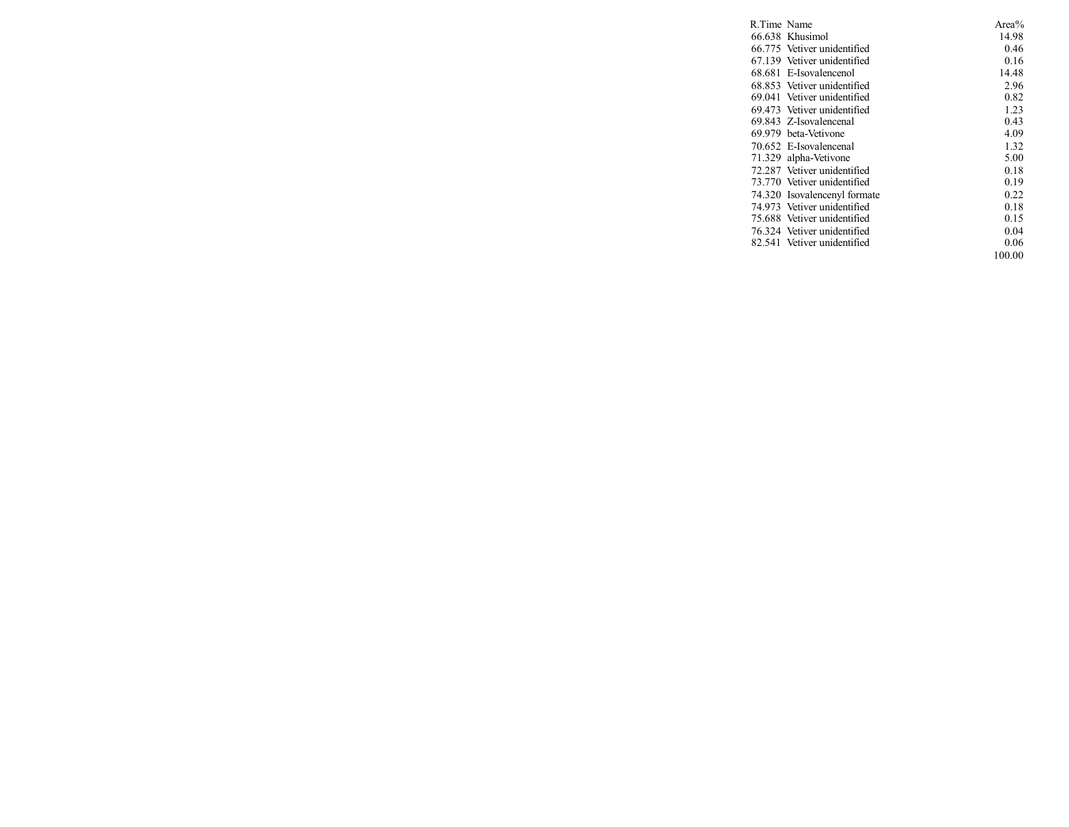| R.Time | Name | Area% |
|---|---|---|
| 66.638 | Khusimol | 14.98 |
| 66.775 | Vetiver unidentified | 0.46 |
| 67.139 | Vetiver unidentified | 0.16 |
| 68.681 | E-Isovalencenol | 14.48 |
| 68.853 | Vetiver unidentified | 2.96 |
| 69.041 | Vetiver unidentified | 0.82 |
| 69.473 | Vetiver unidentified | 1.23 |
| 69.843 | Z-Isovalencenal | 0.43 |
| 69.979 | beta-Vetivone | 4.09 |
| 70.652 | E-Isovalencenal | 1.32 |
| 71.329 | alpha-Vetivone | 5.00 |
| 72.287 | Vetiver unidentified | 0.18 |
| 73.770 | Vetiver unidentified | 0.19 |
| 74.320 | Isovalencenyl formate | 0.22 |
| 74.973 | Vetiver unidentified | 0.18 |
| 75.688 | Vetiver unidentified | 0.15 |
| 76.324 | Vetiver unidentified | 0.04 |
| 82.541 | Vetiver unidentified | 0.06 |
| | | 100.00 |